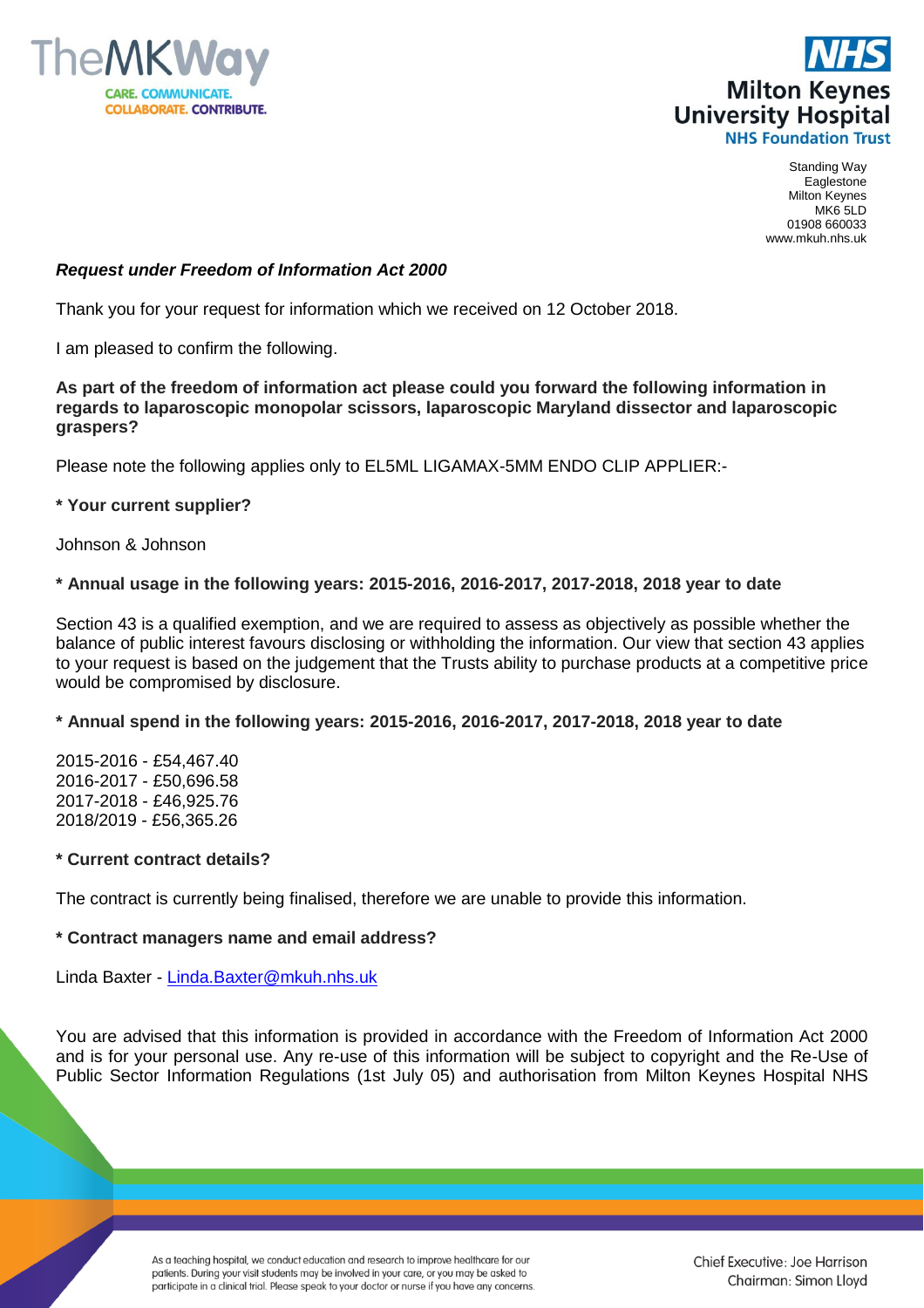TheMKWay

CARE. COMMUNICATE. COLLABORATE. CONTRIBUTE.

NHS
Milton Keynes University Hospital
NHS Foundation Trust

Standing Way
Eaglestone
Milton Keynes
MK6 5LD
01908 660033
www.mkuh.nhs.uk

***Request under Freedom of Information Act 2000***

Thank you for your request for information which we received on 12 October 2018.

I am pleased to confirm the following.

**As part of the freedom of information act please could you forward the following information in regards to laparoscopic monopolar scissors, laparoscopic Maryland dissector and laparoscopic graspers?**

Please note the following applies only to EL5ML LIGAMAX-5MM ENDO CLIP APPLIER:-

**\* Your current supplier?**

Johnson & Johnson

**\* Annual usage in the following years: 2015-2016, 2016-2017, 2017-2018, 2018 year to date**

Section 43 is a qualified exemption, and we are required to assess as objectively as possible whether the balance of public interest favours disclosing or withholding the information. Our view that section 43 applies to your request is based on the judgement that the Trusts ability to purchase products at a competitive price would be compromised by disclosure.

**\* Annual spend in the following years: 2015-2016, 2016-2017, 2017-2018, 2018 year to date**

2015-2016 - £54,467.40
2016-2017 - £50,696.58
2017-2018 - £46,925.76
2018/2019 - £56,365.26

**\* Current contract details?**

The contract is currently being finalised, therefore we are unable to provide this information.

**\* Contract managers name and email address?**

Linda Baxter - Linda.Baxter@mkuh.nhs.uk

You are advised that this information is provided in accordance with the Freedom of Information Act 2000 and is for your personal use. Any re-use of this information will be subject to copyright and the Re-Use of Public Sector Information Regulations (1st July 05) and authorisation from Milton Keynes Hospital NHS

As a teaching hospital, we conduct education and research to improve healthcare for our patients. During your visit students may be involved in your care, or you may be asked to participate in a clinical trial. Please speak to your doctor or nurse if you have any concerns.

Chief Executive: Joe Harrison
Chairman: Simon Lloyd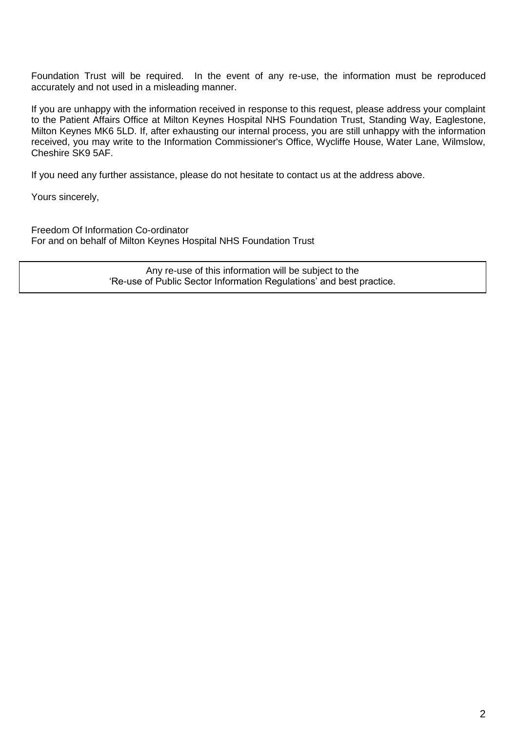Foundation Trust will be required. In the event of any re-use, the information must be reproduced accurately and not used in a misleading manner.

If you are unhappy with the information received in response to this request, please address your complaint to the Patient Affairs Office at Milton Keynes Hospital NHS Foundation Trust, Standing Way, Eaglestone, Milton Keynes MK6 5LD. If, after exhausting our internal process, you are still unhappy with the information received, you may write to the Information Commissioner's Office, Wycliffe House, Water Lane, Wilmslow, Cheshire SK9 5AF.

If you need any further assistance, please do not hesitate to contact us at the address above.

Yours sincerely,

Freedom Of Information Co-ordinator
For and on behalf of Milton Keynes Hospital NHS Foundation Trust

Any re-use of this information will be subject to the 'Re-use of Public Sector Information Regulations' and best practice.